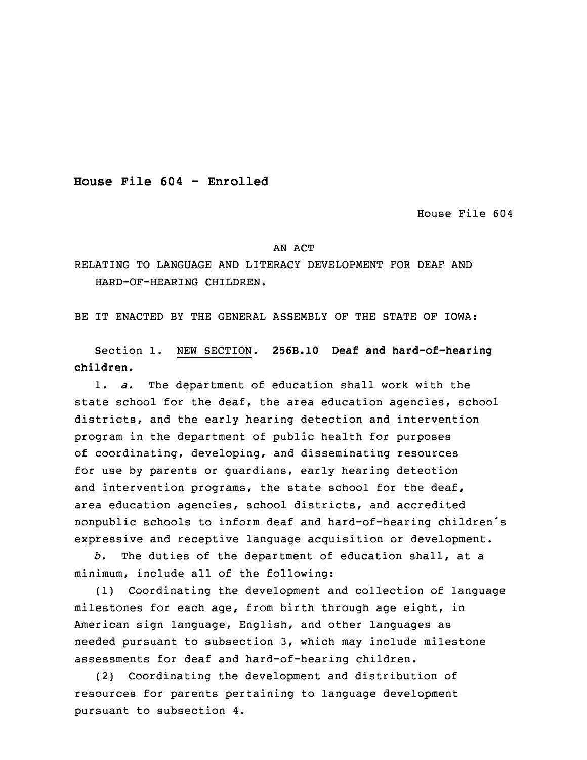**House File 604 - Enrolled**

House File 604

AN ACT

RELATING TO LANGUAGE AND LITERACY DEVELOPMENT FOR DEAF AND HARD-OF-HEARING CHILDREN.

BE IT ENACTED BY THE GENERAL ASSEMBLY OF THE STATE OF IOWA:

Section 1. NEW SECTION. **256B.10 Deaf and hard-of-hearing children.**

1. *a.* The department of education shall work with the state school for the deaf, the area education agencies, school districts, and the early hearing detection and intervention program in the department of public health for purposes of coordinating, developing, and disseminating resources for use by parents or guardians, early hearing detection and intervention programs, the state school for the deaf, area education agencies, school districts, and accredited nonpublic schools to inform deaf and hard-of-hearing children's expressive and receptive language acquisition or development.

*b.* The duties of the department of education shall, at a minimum, include all of the following:

(1) Coordinating the development and collection of language milestones for each age, from birth through age eight, in American sign language, English, and other languages as needed pursuant to subsection 3, which may include milestone assessments for deaf and hard-of-hearing children.

(2) Coordinating the development and distribution of resources for parents pertaining to language development pursuant to subsection 4.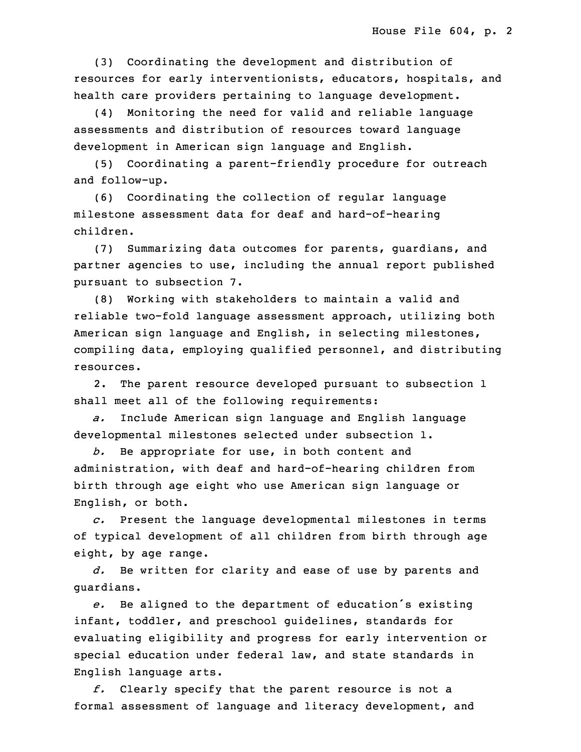(3) Coordinating the development and distribution of resources for early interventionists, educators, hospitals, and health care providers pertaining to language development.

(4) Monitoring the need for valid and reliable language assessments and distribution of resources toward language development in American sign language and English.

(5) Coordinating a parent-friendly procedure for outreach and follow-up.

(6) Coordinating the collection of regular language milestone assessment data for deaf and hard-of-hearing children.

(7) Summarizing data outcomes for parents, guardians, and partner agencies to use, including the annual report published pursuant to subsection 7.

(8) Working with stakeholders to maintain a valid and reliable two-fold language assessment approach, utilizing both American sign language and English, in selecting milestones, compiling data, employing qualified personnel, and distributing resources.

2. The parent resource developed pursuant to subsection 1 shall meet all of the following requirements:

*a.* Include American sign language and English language developmental milestones selected under subsection 1.

*b.* Be appropriate for use, in both content and administration, with deaf and hard-of-hearing children from birth through age eight who use American sign language or English, or both.

*c.* Present the language developmental milestones in terms of typical development of all children from birth through age eight, by age range.

*d.* Be written for clarity and ease of use by parents and guardians.

*e.* Be aligned to the department of education's existing infant, toddler, and preschool guidelines, standards for evaluating eligibility and progress for early intervention or special education under federal law, and state standards in English language arts.

*f.* Clearly specify that the parent resource is not a formal assessment of language and literacy development, and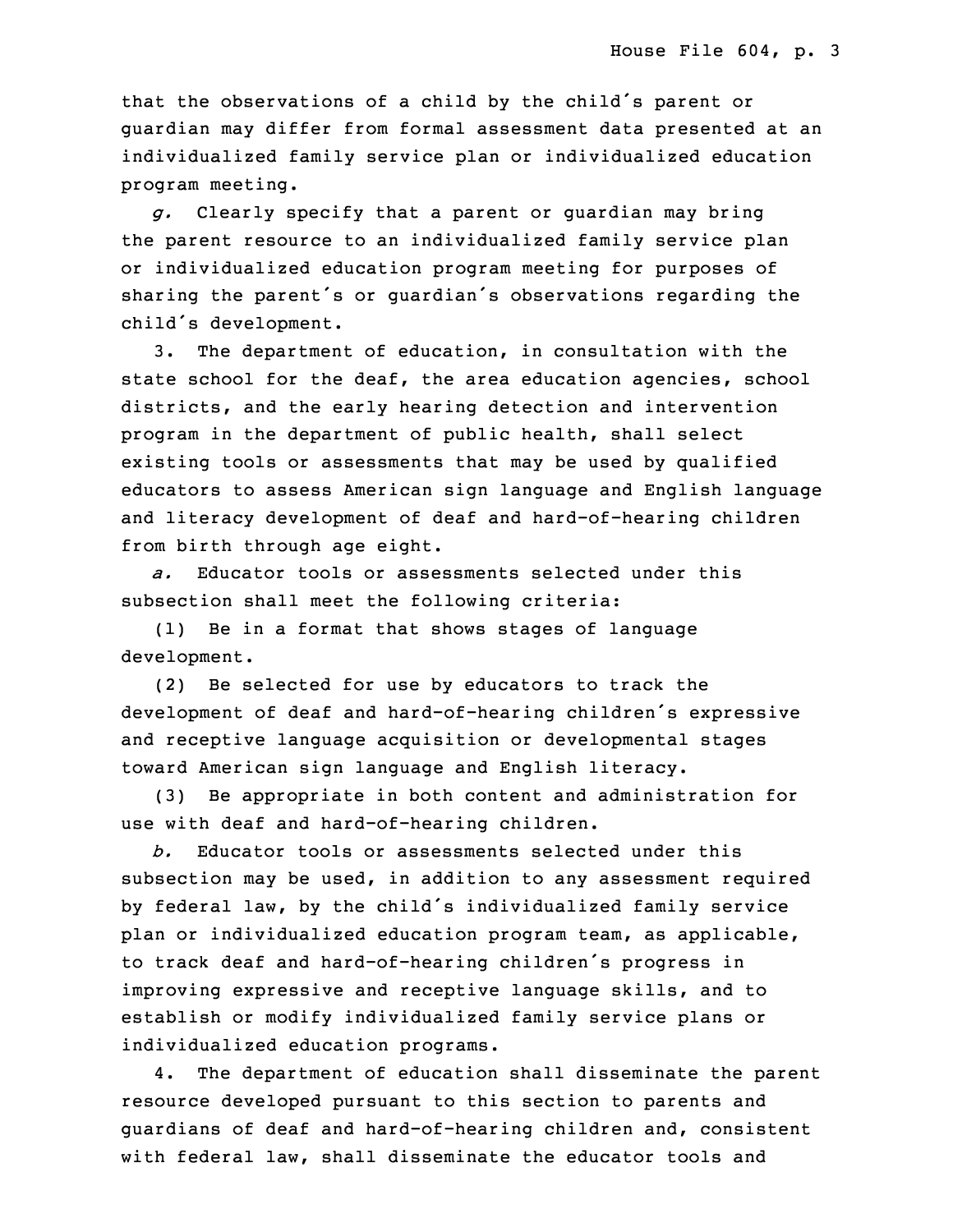that the observations of a child by the child's parent or guardian may differ from formal assessment data presented at an individualized family service plan or individualized education program meeting.

*g.* Clearly specify that a parent or guardian may bring the parent resource to an individualized family service plan or individualized education program meeting for purposes of sharing the parent's or guardian's observations regarding the child's development.

3. The department of education, in consultation with the state school for the deaf, the area education agencies, school districts, and the early hearing detection and intervention program in the department of public health, shall select existing tools or assessments that may be used by qualified educators to assess American sign language and English language and literacy development of deaf and hard-of-hearing children from birth through age eight.

*a.* Educator tools or assessments selected under this subsection shall meet the following criteria:

(1) Be in a format that shows stages of language development.

(2) Be selected for use by educators to track the development of deaf and hard-of-hearing children's expressive and receptive language acquisition or developmental stages toward American sign language and English literacy.

(3) Be appropriate in both content and administration for use with deaf and hard-of-hearing children.

*b.* Educator tools or assessments selected under this subsection may be used, in addition to any assessment required by federal law, by the child's individualized family service plan or individualized education program team, as applicable, to track deaf and hard-of-hearing children's progress in improving expressive and receptive language skills, and to establish or modify individualized family service plans or individualized education programs.

4. The department of education shall disseminate the parent resource developed pursuant to this section to parents and guardians of deaf and hard-of-hearing children and, consistent with federal law, shall disseminate the educator tools and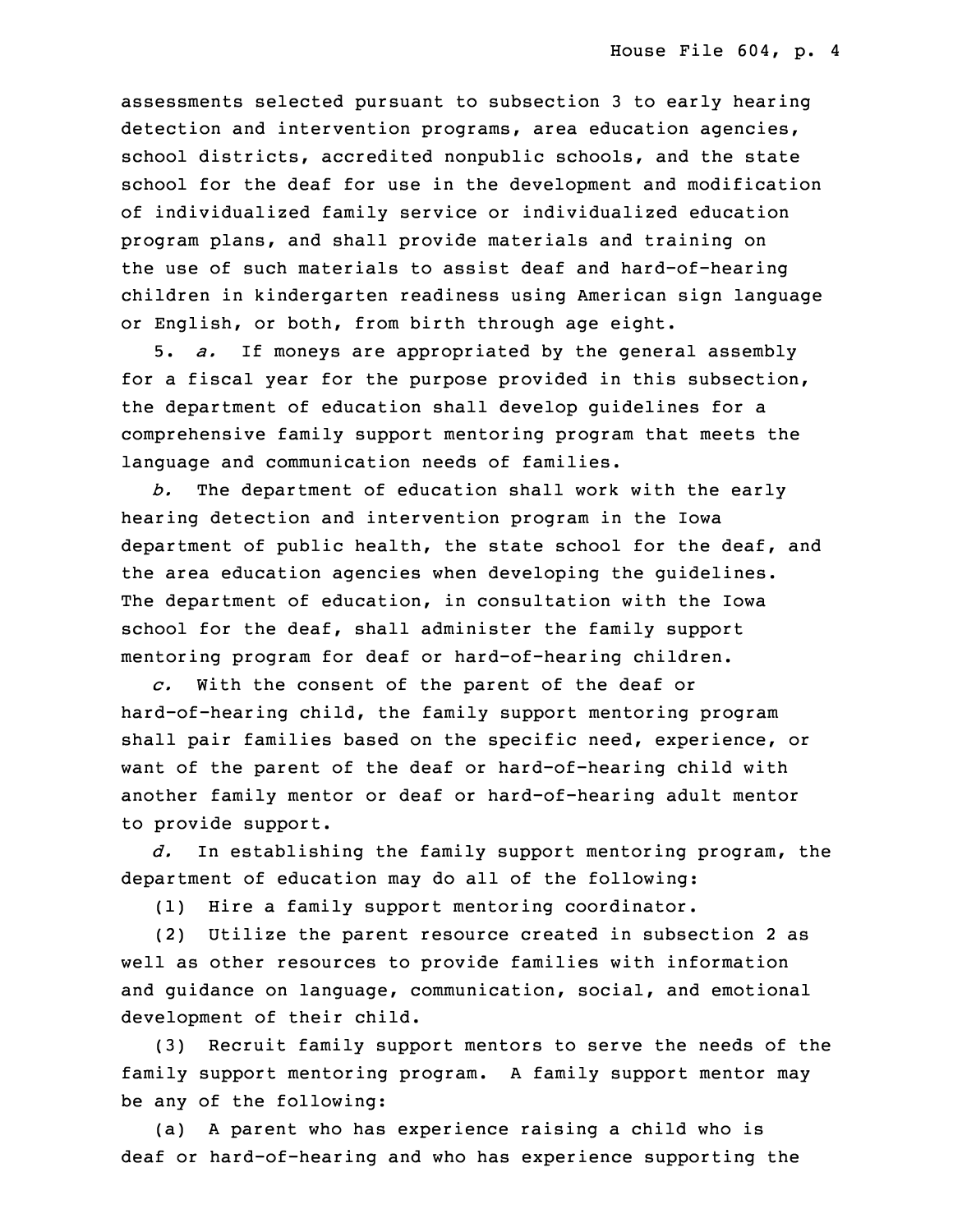assessments selected pursuant to subsection 3 to early hearing detection and intervention programs, area education agencies, school districts, accredited nonpublic schools, and the state school for the deaf for use in the development and modification of individualized family service or individualized education program plans, and shall provide materials and training on the use of such materials to assist deaf and hard-of-hearing children in kindergarten readiness using American sign language or English, or both, from birth through age eight.

5. *a.* If moneys are appropriated by the general assembly for a fiscal year for the purpose provided in this subsection, the department of education shall develop guidelines for a comprehensive family support mentoring program that meets the language and communication needs of families.

*b.* The department of education shall work with the early hearing detection and intervention program in the Iowa department of public health, the state school for the deaf, and the area education agencies when developing the guidelines. The department of education, in consultation with the Iowa school for the deaf, shall administer the family support mentoring program for deaf or hard-of-hearing children.

*c.* With the consent of the parent of the deaf or hard-of-hearing child, the family support mentoring program shall pair families based on the specific need, experience, or want of the parent of the deaf or hard-of-hearing child with another family mentor or deaf or hard-of-hearing adult mentor to provide support.

*d.* In establishing the family support mentoring program, the department of education may do all of the following:

(1) Hire a family support mentoring coordinator.

(2) Utilize the parent resource created in subsection 2 as well as other resources to provide families with information and guidance on language, communication, social, and emotional development of their child.

(3) Recruit family support mentors to serve the needs of the family support mentoring program. A family support mentor may be any of the following:

(a) A parent who has experience raising a child who is deaf or hard-of-hearing and who has experience supporting the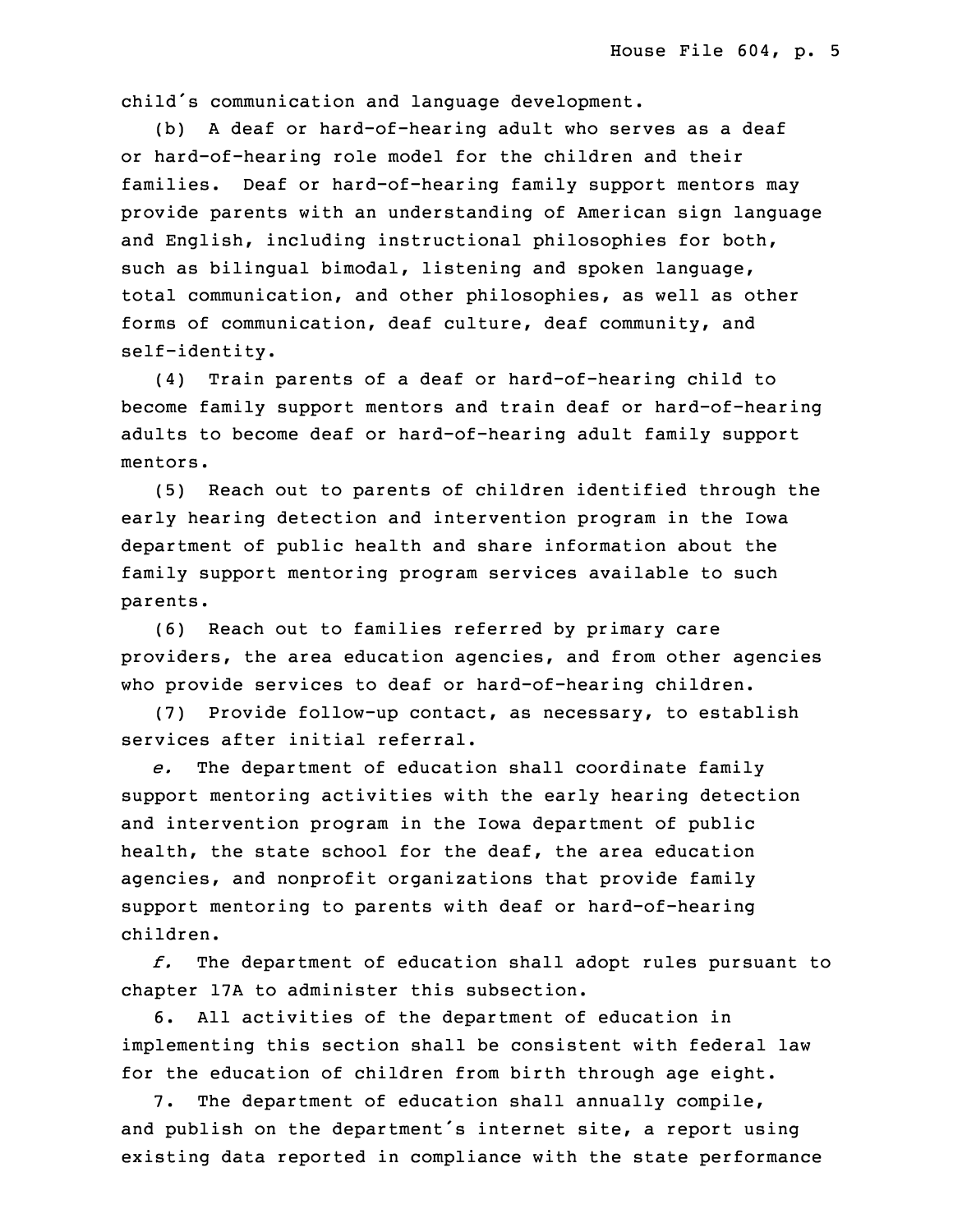child's communication and language development.

(b) A deaf or hard-of-hearing adult who serves as a deaf or hard-of-hearing role model for the children and their families. Deaf or hard-of-hearing family support mentors may provide parents with an understanding of American sign language and English, including instructional philosophies for both, such as bilingual bimodal, listening and spoken language, total communication, and other philosophies, as well as other forms of communication, deaf culture, deaf community, and self-identity.

(4) Train parents of a deaf or hard-of-hearing child to become family support mentors and train deaf or hard-of-hearing adults to become deaf or hard-of-hearing adult family support mentors.

(5) Reach out to parents of children identified through the early hearing detection and intervention program in the Iowa department of public health and share information about the family support mentoring program services available to such parents.

(6) Reach out to families referred by primary care providers, the area education agencies, and from other agencies who provide services to deaf or hard-of-hearing children.

(7) Provide follow-up contact, as necessary, to establish services after initial referral.

*e.* The department of education shall coordinate family support mentoring activities with the early hearing detection and intervention program in the Iowa department of public health, the state school for the deaf, the area education agencies, and nonprofit organizations that provide family support mentoring to parents with deaf or hard-of-hearing children.

*f.* The department of education shall adopt rules pursuant to chapter 17A to administer this subsection.

6. All activities of the department of education in implementing this section shall be consistent with federal law for the education of children from birth through age eight.

7. The department of education shall annually compile, and publish on the department's internet site, a report using existing data reported in compliance with the state performance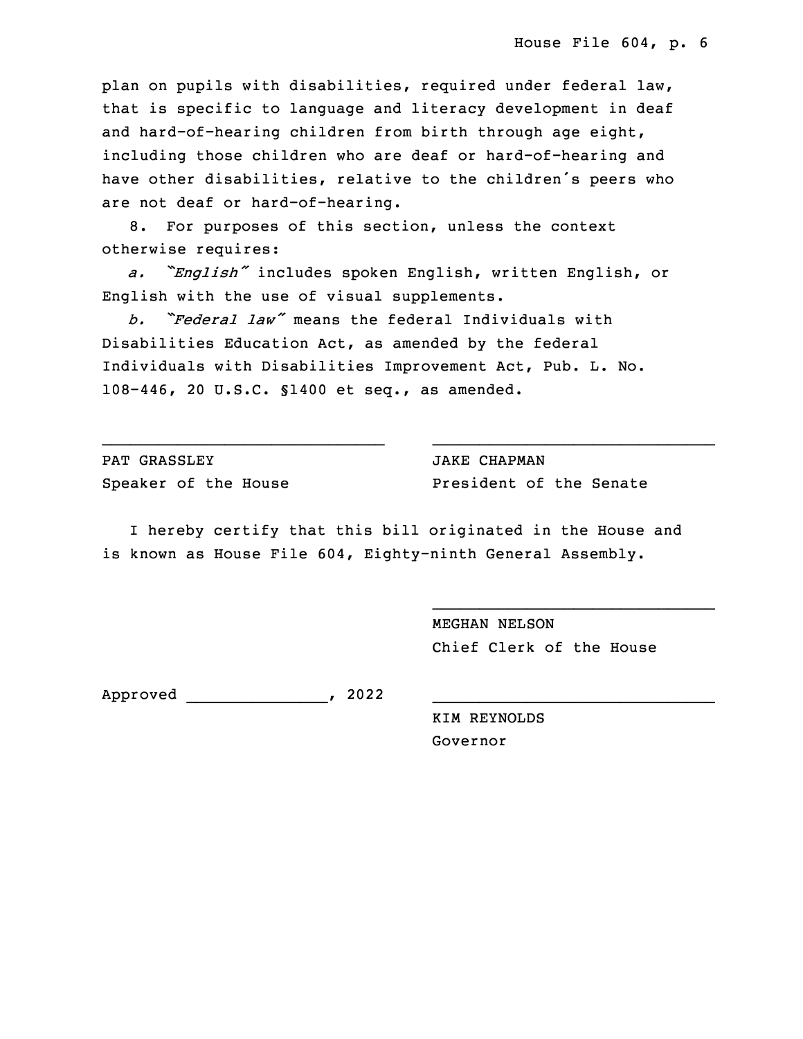plan on pupils with disabilities, required under federal law, that is specific to language and literacy development in deaf and hard-of-hearing children from birth through age eight, including those children who are deaf or hard-of-hearing and have other disabilities, relative to the children's peers who are not deaf or hard-of-hearing.

8. For purposes of this section, unless the context otherwise requires:

*a. "English"* includes spoken English, written English, or English with the use of visual supplements.

*b. "Federal law"* means the federal Individuals with Disabilities Education Act, as amended by the federal Individuals with Disabilities Improvement Act, Pub. L. No. 108-446, 20 U.S.C. §1400 et seq., as amended.

______________________________
PAT GRASSLEY
Speaker of the House

______________________________
JAKE CHAPMAN
President of the Senate

I hereby certify that this bill originated in the House and is known as House File 604, Eighty-ninth General Assembly.

______________________________
MEGHAN NELSON
Chief Clerk of the House

Approved _______________, 2022

______________________________
KIM REYNOLDS
Governor